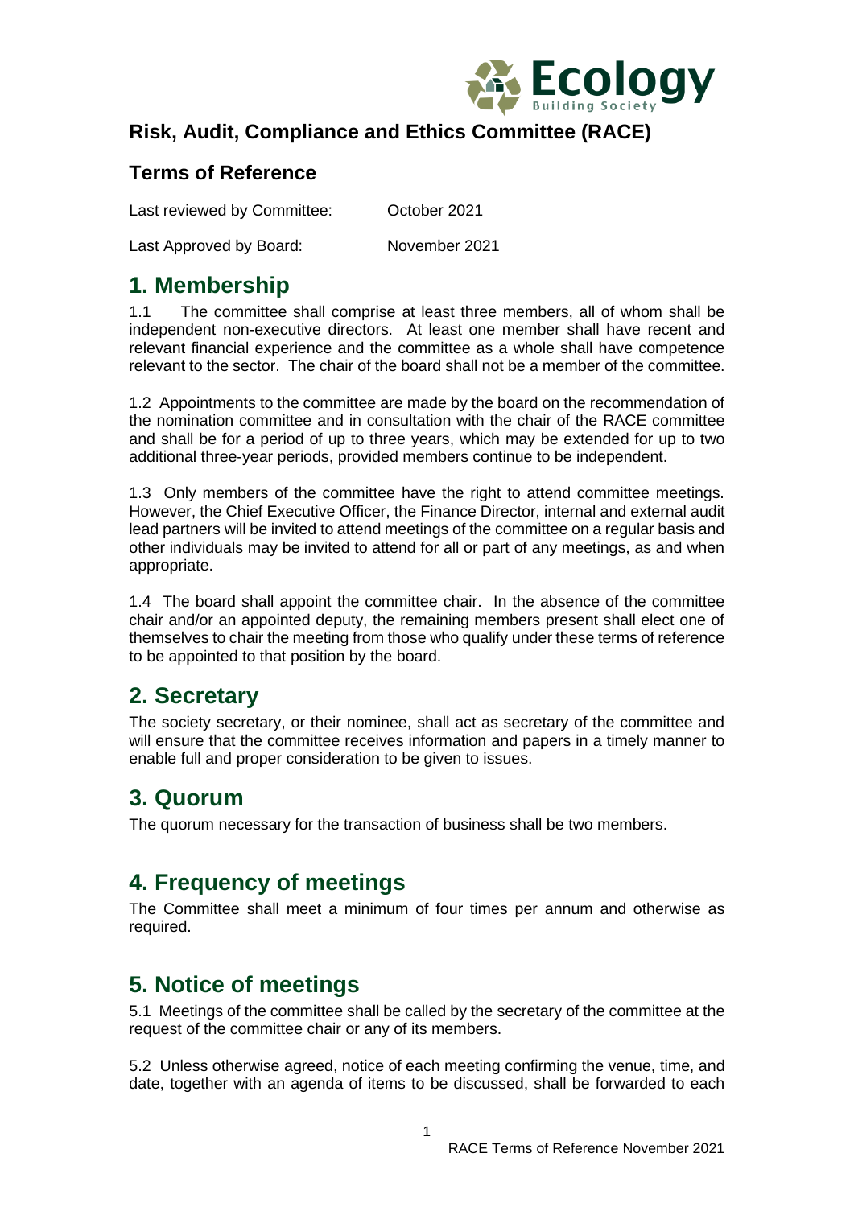# Risk, Audit, Compliance and Ethics Committee (RACE)

## Terms of Reference

Last reviewed by Committee: October 2021

Last Approved by Board: November 2021

## 1. Membership

1.1 The committee shall comprise at least three members, all of whom shall be independent non-executive directors. At least one member shall have recent and relevant financial experience and the committee as a whole shall have competence relevant to the sector. The chair of the board shall not be a member of the committee.

1.2 Appointments to the committee are made by the board on the recommendation of the nomination committee and in consultation with the chair of the RACE committee and shall be for a period of up to three years, which may be extended for up to two additional three-year periods, provided members continue to be independent.

1.3 Only members of the committee have the right to attend committee meetings. However, the Chief Executive Officer, the Finance Director, internal and external audit lead partners will be invited to attend meetings of the committee on a regular basis and other individuals may be invited to attend for all or part of any meetings, as and when appropriate.

1.4 The board shall appoint the committee chair. In the absence of the committee chair and/or an appointed deputy, the remaining members present shall elect one of themselves to chair the meeting from those who qualify under these terms of reference to be appointed to that position by the board.

## 2. Secretary

The society secretary, or their nominee, shall act as secretary of the committee and will ensure that the committee receives information and papers in a timely manner to enable full and proper consideration to be given to issues.

## 3. Quorum

The quorum necessary for the transaction of business shall be two members.

## 4. Frequency of meetings

The Committee shall meet a minimum of four times per annum and otherwise as required.

## 5. Notice of meetings

5.1 Meetings of the committee shall be called by the secretary of the committee at the request of the committee chair or any of its members.

5.2 Unless otherwise agreed, notice of each meeting confirming the venue, time, and date, together with an agenda of items to be discussed, shall be forwarded to each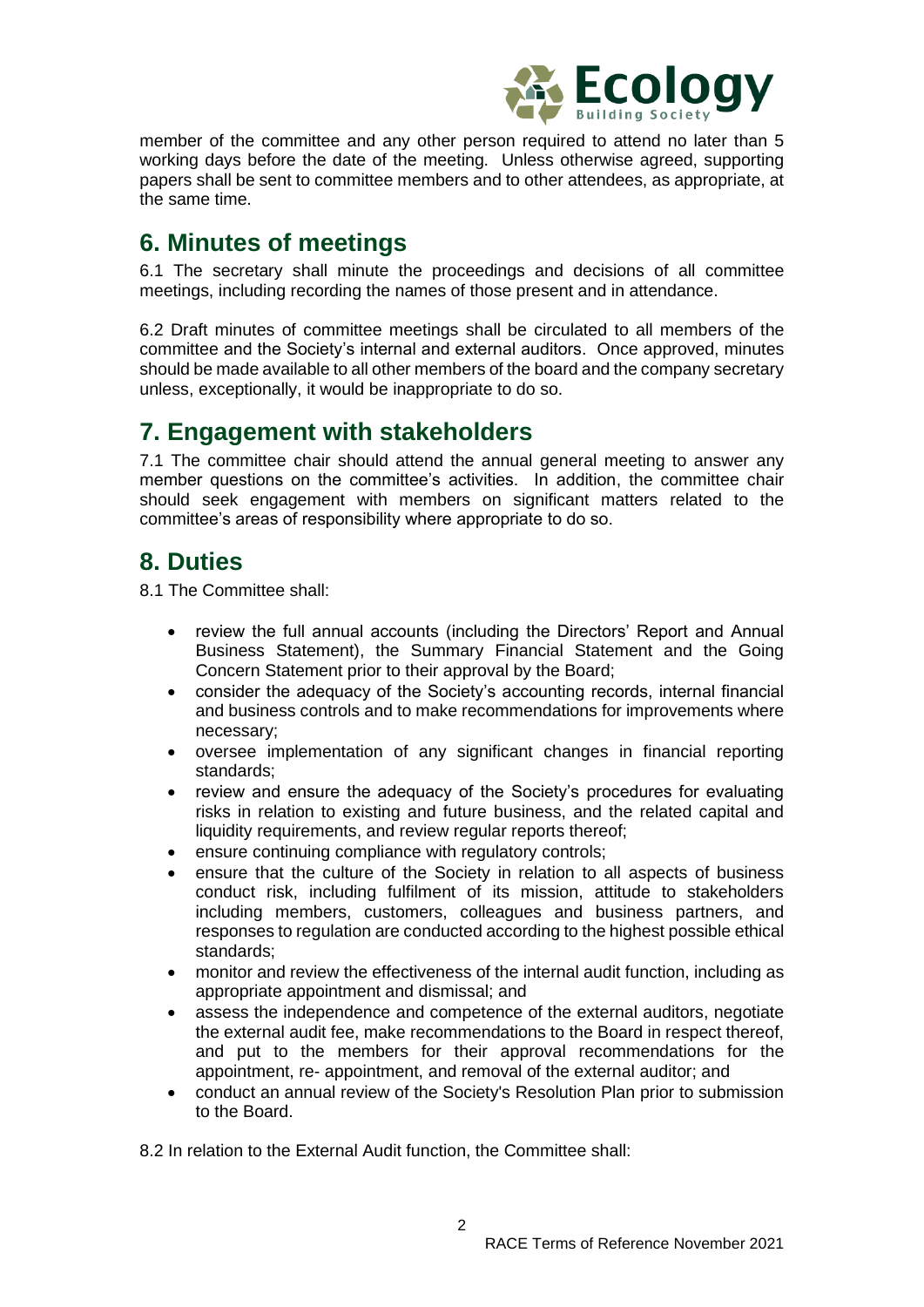member of the committee and any other person required to attend no later than 5 working days before the date of the meeting. Unless otherwise agreed, supporting papers shall be sent to committee members and to other attendees, as appropriate, at the same time.

## 6. Minutes of meetings

6.1 The secretary shall minute the proceedings and decisions of all committee meetings, including recording the names of those present and in attendance.

6.2 Draft minutes of committee meetings shall be circulated to all members of the committee and the Society's internal and external auditors. Once approved, minutes should be made available to all other members of the board and the company secretary unless, exceptionally, it would be inappropriate to do so.

## 7. Engagement with stakeholders

7.1 The committee chair should attend the annual general meeting to answer any member questions on the committee's activities. In addition, the committee chair should seek engagement with members on significant matters related to the committee's areas of responsibility where appropriate to do so.

## 8. Duties

8.1 The Committee shall:

- review the full annual accounts (including the Directors' Report and Annual Business Statement), the Summary Financial Statement and the Going Concern Statement prior to their approval by the Board;
- consider the adequacy of the Society's accounting records, internal financial and business controls and to make recommendations for improvements where necessary;
- oversee implementation of any significant changes in financial reporting standards;
- review and ensure the adequacy of the Society's procedures for evaluating risks in relation to existing and future business, and the related capital and liquidity requirements, and review regular reports thereof;
- ensure continuing compliance with regulatory controls;
- ensure that the culture of the Society in relation to all aspects of business conduct risk, including fulfilment of its mission, attitude to stakeholders including members, customers, colleagues and business partners, and responses to regulation are conducted according to the highest possible ethical standards;
- monitor and review the effectiveness of the internal audit function, including as appropriate appointment and dismissal; and
- assess the independence and competence of the external auditors, negotiate the external audit fee, make recommendations to the Board in respect thereof, and put to the members for their approval recommendations for the appointment, re- appointment, and removal of the external auditor; and
- conduct an annual review of the Society's Resolution Plan prior to submission to the Board.

8.2 In relation to the External Audit function, the Committee shall: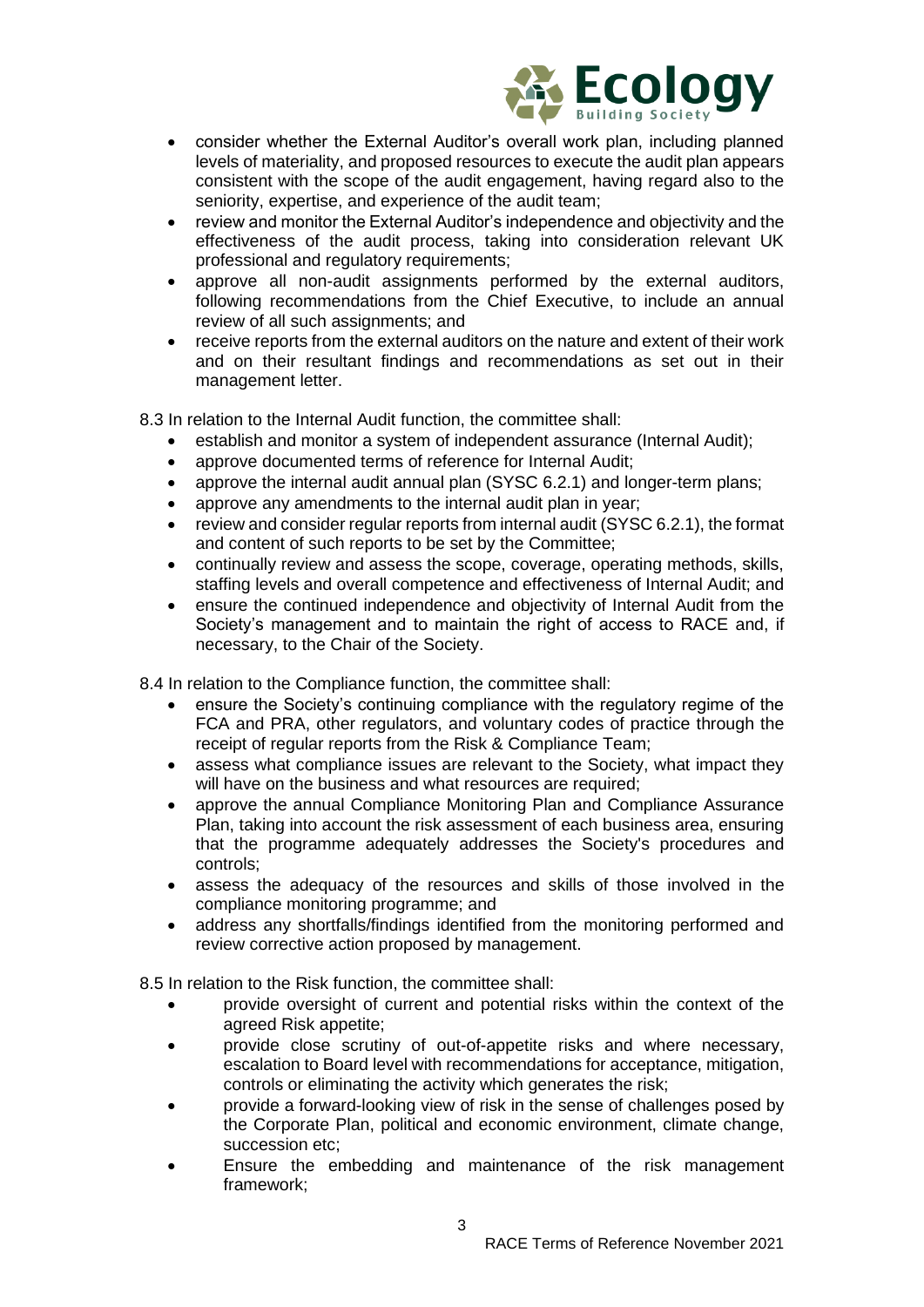- consider whether the External Auditor's overall work plan, including planned levels of materiality, and proposed resources to execute the audit plan appears consistent with the scope of the audit engagement, having regard also to the seniority, expertise, and experience of the audit team;
- review and monitor the External Auditor's independence and objectivity and the effectiveness of the audit process, taking into consideration relevant UK professional and regulatory requirements;
- approve all non-audit assignments performed by the external auditors, following recommendations from the Chief Executive, to include an annual review of all such assignments; and
- receive reports from the external auditors on the nature and extent of their work and on their resultant findings and recommendations as set out in their management letter.

8.3 In relation to the Internal Audit function, the committee shall:

- establish and monitor a system of independent assurance (Internal Audit);
- approve documented terms of reference for Internal Audit;
- approve the internal audit annual plan (SYSC 6.2.1) and longer-term plans;
- approve any amendments to the internal audit plan in year;
- review and consider regular reports from internal audit (SYSC 6.2.1), the format and content of such reports to be set by the Committee;
- continually review and assess the scope, coverage, operating methods, skills, staffing levels and overall competence and effectiveness of Internal Audit; and
- ensure the continued independence and objectivity of Internal Audit from the Society's management and to maintain the right of access to RACE and, if necessary, to the Chair of the Society.

8.4 In relation to the Compliance function, the committee shall:

- ensure the Society's continuing compliance with the regulatory regime of the FCA and PRA, other regulators, and voluntary codes of practice through the receipt of regular reports from the Risk & Compliance Team;
- assess what compliance issues are relevant to the Society, what impact they will have on the business and what resources are required;
- approve the annual Compliance Monitoring Plan and Compliance Assurance Plan, taking into account the risk assessment of each business area, ensuring that the programme adequately addresses the Society's procedures and controls;
- assess the adequacy of the resources and skills of those involved in the compliance monitoring programme; and
- address any shortfalls/findings identified from the monitoring performed and review corrective action proposed by management.

8.5 In relation to the Risk function, the committee shall:

- provide oversight of current and potential risks within the context of the agreed Risk appetite;
- provide close scrutiny of out-of-appetite risks and where necessary, escalation to Board level with recommendations for acceptance, mitigation, controls or eliminating the activity which generates the risk;
- provide a forward-looking view of risk in the sense of challenges posed by the Corporate Plan, political and economic environment, climate change, succession etc;
- Ensure the embedding and maintenance of the risk management framework;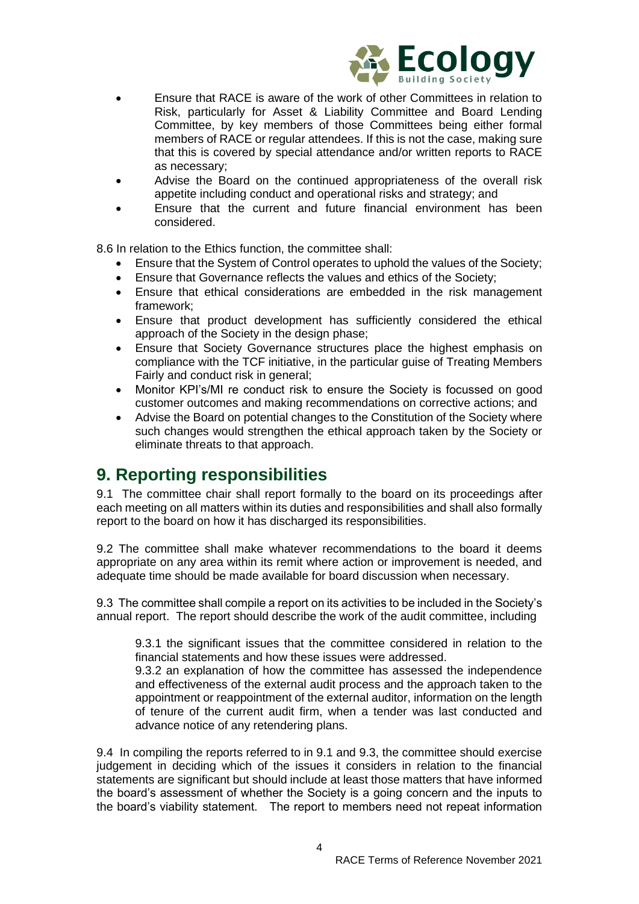- Ensure that RACE is aware of the work of other Committees in relation to Risk, particularly for Asset & Liability Committee and Board Lending Committee, by key members of those Committees being either formal members of RACE or regular attendees. If this is not the case, making sure that this is covered by special attendance and/or written reports to RACE as necessary;
- Advise the Board on the continued appropriateness of the overall risk appetite including conduct and operational risks and strategy; and
- Ensure that the current and future financial environment has been considered.

8.6 In relation to the Ethics function, the committee shall:

- Ensure that the System of Control operates to uphold the values of the Society;
- Ensure that Governance reflects the values and ethics of the Society;
- Ensure that ethical considerations are embedded in the risk management framework;
- Ensure that product development has sufficiently considered the ethical approach of the Society in the design phase;
- Ensure that Society Governance structures place the highest emphasis on compliance with the TCF initiative, in the particular guise of Treating Members Fairly and conduct risk in general;
- Monitor KPI's/MI re conduct risk to ensure the Society is focussed on good customer outcomes and making recommendations on corrective actions; and
- Advise the Board on potential changes to the Constitution of the Society where such changes would strengthen the ethical approach taken by the Society or eliminate threats to that approach.

## 9. Reporting responsibilities

9.1 The committee chair shall report formally to the board on its proceedings after each meeting on all matters within its duties and responsibilities and shall also formally report to the board on how it has discharged its responsibilities.

9.2 The committee shall make whatever recommendations to the board it deems appropriate on any area within its remit where action or improvement is needed, and adequate time should be made available for board discussion when necessary.

9.3 The committee shall compile a report on its activities to be included in the Society's annual report. The report should describe the work of the audit committee, including

> 9.3.1 the significant issues that the committee considered in relation to the financial statements and how these issues were addressed.
> 9.3.2 an explanation of how the committee has assessed the independence and effectiveness of the external audit process and the approach taken to the appointment or reappointment of the external auditor, information on the length of tenure of the current audit firm, when a tender was last conducted and advance notice of any retendering plans.

9.4 In compiling the reports referred to in 9.1 and 9.3, the committee should exercise judgement in deciding which of the issues it considers in relation to the financial statements are significant but should include at least those matters that have informed the board's assessment of whether the Society is a going concern and the inputs to the board's viability statement. The report to members need not repeat information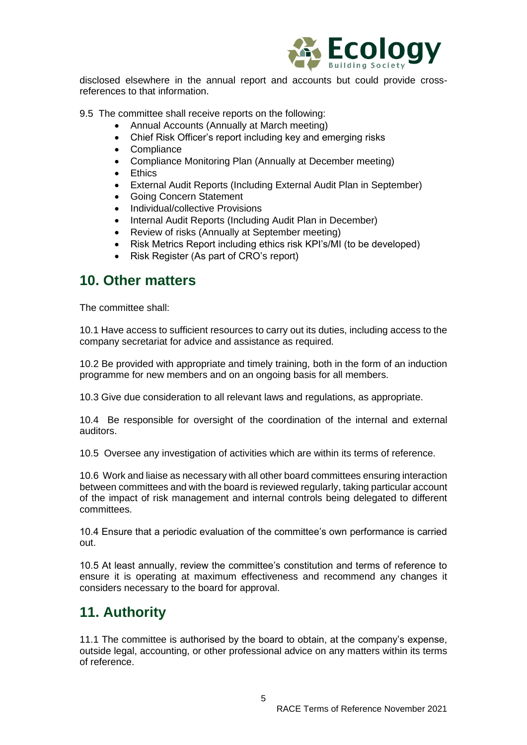disclosed elsewhere in the annual report and accounts but could provide cross-references to that information.

9.5 The committee shall receive reports on the following:

- Annual Accounts (Annually at March meeting)
- Chief Risk Officer's report including key and emerging risks
- Compliance
- Compliance Monitoring Plan (Annually at December meeting)
- Ethics
- External Audit Reports (Including External Audit Plan in September)
- Going Concern Statement
- Individual/collective Provisions
- Internal Audit Reports (Including Audit Plan in December)
- Review of risks (Annually at September meeting)
- Risk Metrics Report including ethics risk KPI's/MI (to be developed)
- Risk Register (As part of CRO's report)

## 10. Other matters

The committee shall:

10.1 Have access to sufficient resources to carry out its duties, including access to the company secretariat for advice and assistance as required.

10.2 Be provided with appropriate and timely training, both in the form of an induction programme for new members and on an ongoing basis for all members.

10.3 Give due consideration to all relevant laws and regulations, as appropriate.

10.4 Be responsible for oversight of the coordination of the internal and external auditors.

10.5 Oversee any investigation of activities which are within its terms of reference.

10.6 Work and liaise as necessary with all other board committees ensuring interaction between committees and with the board is reviewed regularly, taking particular account of the impact of risk management and internal controls being delegated to different committees.

10.4 Ensure that a periodic evaluation of the committee's own performance is carried out.

10.5 At least annually, review the committee's constitution and terms of reference to ensure it is operating at maximum effectiveness and recommend any changes it considers necessary to the board for approval.

## 11. Authority

11.1 The committee is authorised by the board to obtain, at the company's expense, outside legal, accounting, or other professional advice on any matters within its terms of reference.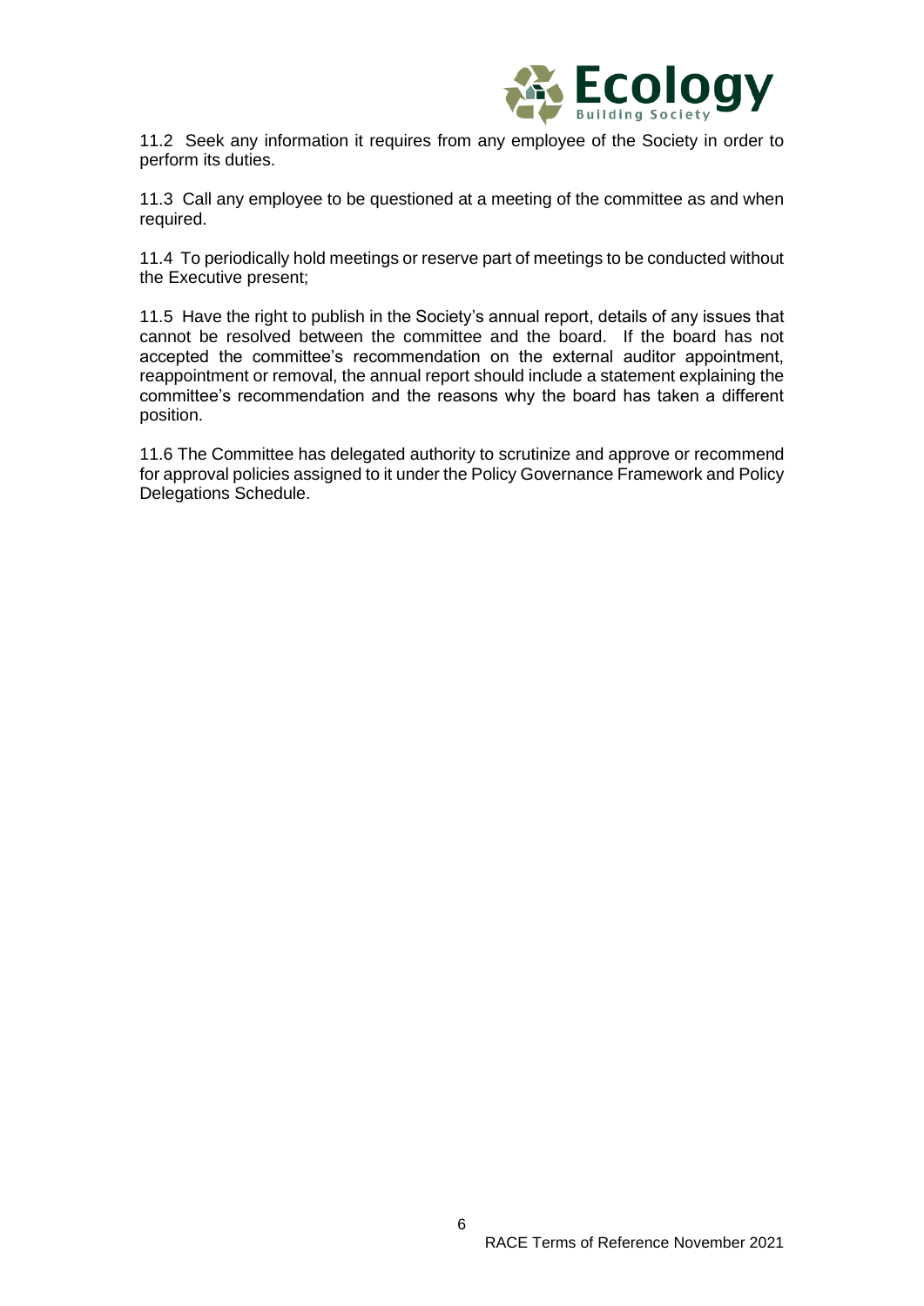11.2 Seek any information it requires from any employee of the Society in order to perform its duties.

11.3 Call any employee to be questioned at a meeting of the committee as and when required.

11.4 To periodically hold meetings or reserve part of meetings to be conducted without the Executive present;

11.5 Have the right to publish in the Society's annual report, details of any issues that cannot be resolved between the committee and the board. If the board has not accepted the committee's recommendation on the external auditor appointment, reappointment or removal, the annual report should include a statement explaining the committee's recommendation and the reasons why the board has taken a different position.

11.6 The Committee has delegated authority to scrutinize and approve or recommend for approval policies assigned to it under the Policy Governance Framework and Policy Delegations Schedule.